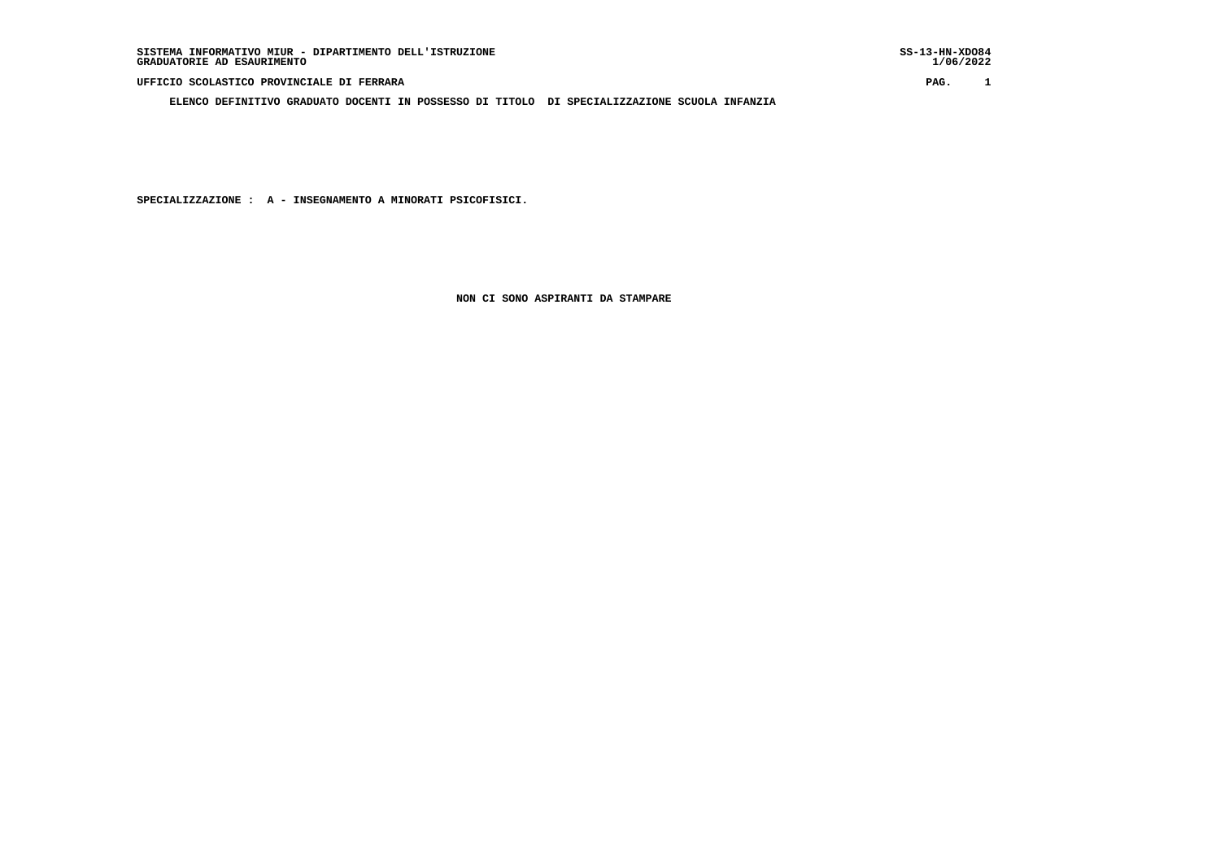SISTEMA INFORMATIVO MIUR - DIPARTIMENTO DELL'ISTRUZIONE
GRADUATORIE AD ESAURIMENTO

SS-13-HN-XDO84
1/06/2022

UFFICIO SCOLASTICO PROVINCIALE DI FERRARA

**ELENCO DEFINITIVO GRADUATO DOCENTI IN POSSESSO DI TITOLO DI SPECIALIZZAZIONE SCUOLA INFANZIA**

**SPECIALIZZAZIONE : A - INSEGNAMENTO A MINORATI PSICOFISICI.**

**NON CI SONO ASPIRANTI DA STAMPARE**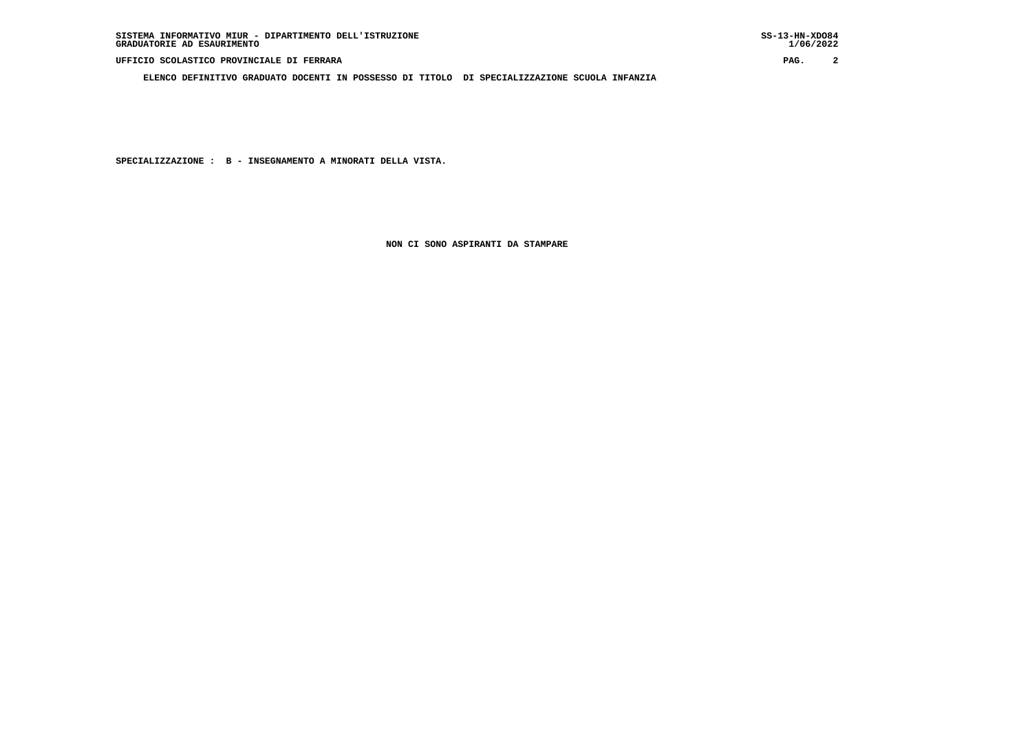ELENCO DEFINITIVO GRADUATO DOCENTI IN POSSESSO DI TITOLO DI SPECIALIZZAZIONE SCUOLA INFANZIA

SPECIALIZZAZIONE : B - INSEGNAMENTO A MINORATI DELLA VISTA.

NON CI SONO ASPIRANTI DA STAMPARE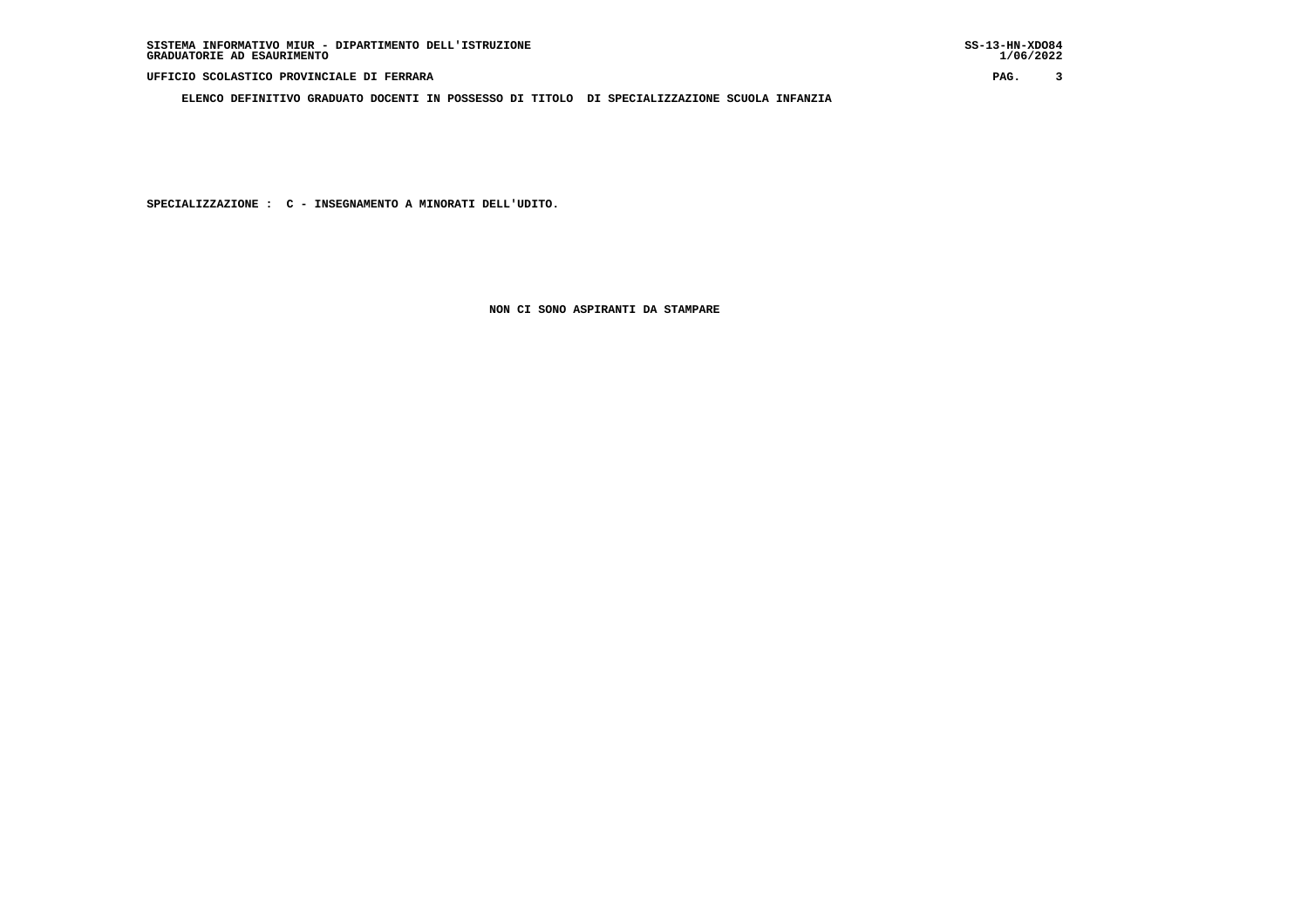**ELENCO DEFINITIVO GRADUATO DOCENTI IN POSSESSO DI TITOLO DI SPECIALIZZAZIONE SCUOLA INFANZIA**

**SPECIALIZZAZIONE : C - INSEGNAMENTO A MINORATI DELL'UDITO.**

**NON CI SONO ASPIRANTI DA STAMPARE**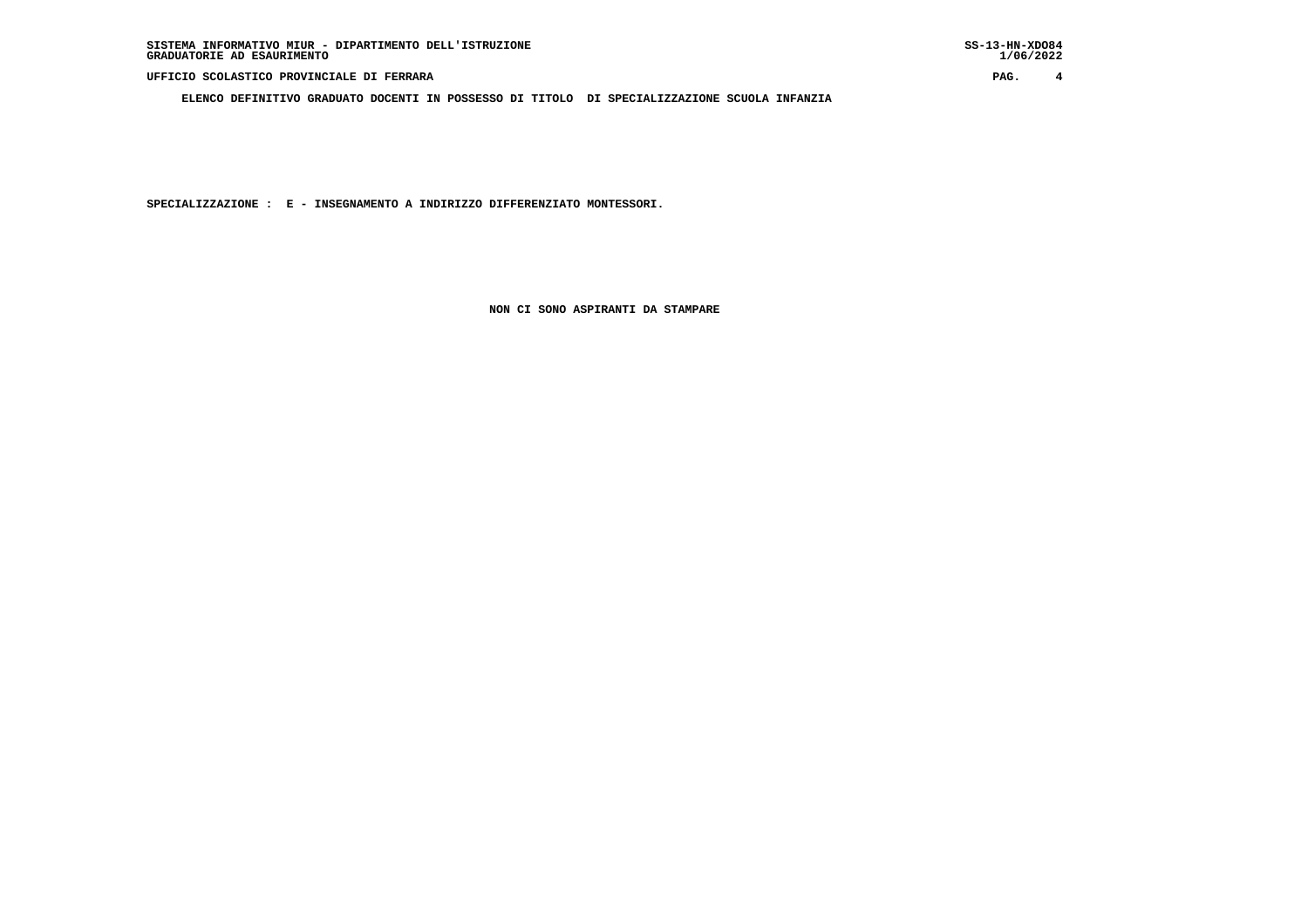ELENCO DEFINITIVO GRADUATO DOCENTI IN POSSESSO DI TITOLO DI SPECIALIZZAZIONE SCUOLA INFANZIA

SPECIALIZZAZIONE : E - INSEGNAMENTO A INDIRIZZO DIFFERENZIATO MONTESSORI.

NON CI SONO ASPIRANTI DA STAMPARE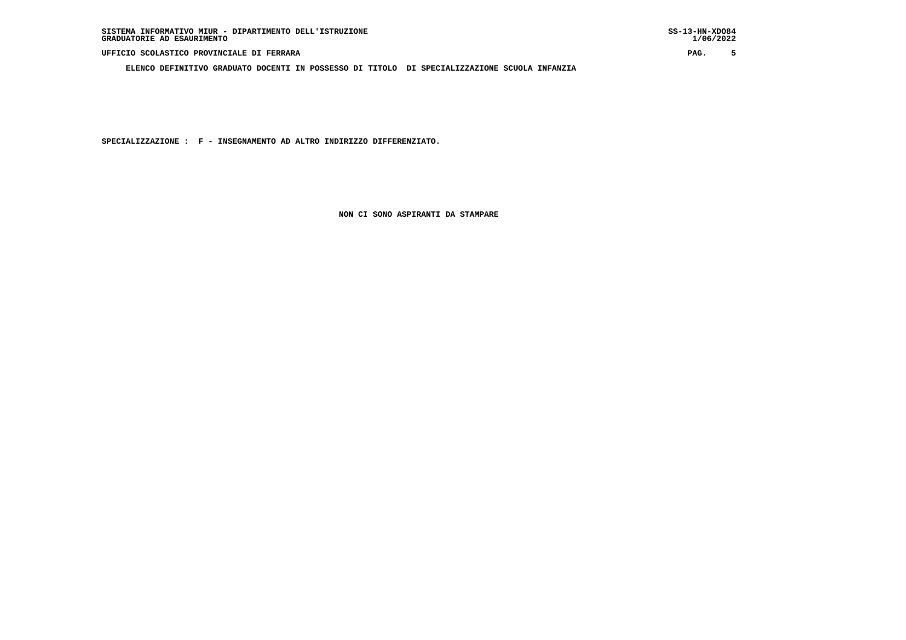SISTEMA INFORMATIVO MIUR - DIPARTIMENTO DELL'ISTRUZIONE
GRADUATORIE AD ESAURIMENTO

SS-13-HN-XDO84
1/06/2022

UFFICIO SCOLASTICO PROVINCIALE DI FERRARA

**ELENCO DEFINITIVO GRADUATO DOCENTI IN POSSESSO DI TITOLO DI SPECIALIZZAZIONE SCUOLA INFANZIA**

**SPECIALIZZAZIONE : F - INSEGNAMENTO AD ALTRO INDIRIZZO DIFFERENZIATO.**

**NON CI SONO ASPIRANTI DA STAMPARE**